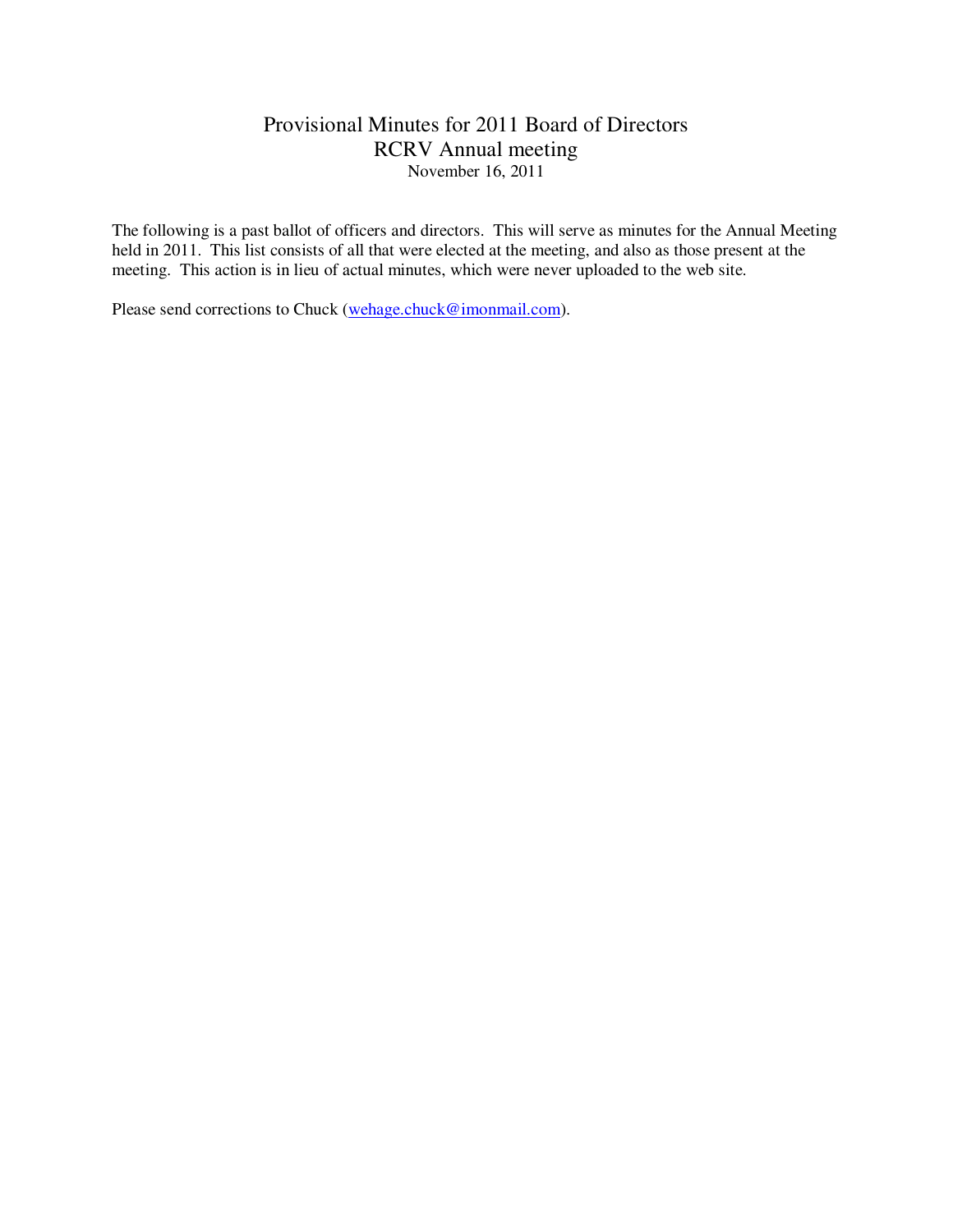# Provisional Minutes for 2011 Board of Directors
## RCRV Annual meeting
### November 16, 2011

The following is a past ballot of officers and directors. This will serve as minutes for the Annual Meeting held in 2011. This list consists of all that were elected at the meeting, and also as those present at the meeting. This action is in lieu of actual minutes, which were never uploaded to the web site.

Please send corrections to Chuck (wehage.chuck@imonmail.com).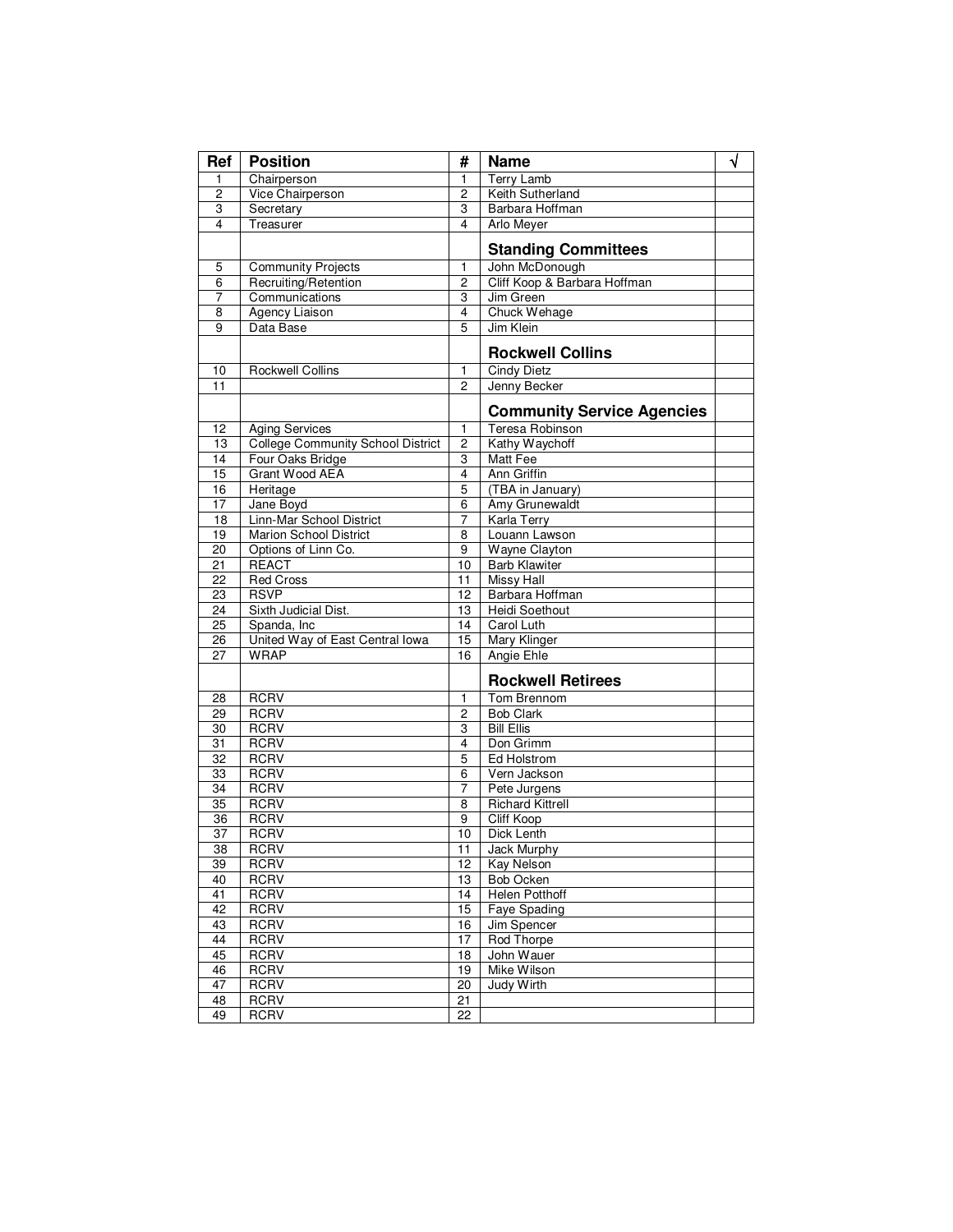| Ref | Position | # | Name | √ |
|---|---|---|---|---|
| 1 | Chairperson | 1 | Terry Lamb | |
| 2 | Vice Chairperson | 2 | Keith Sutherland | |
| 3 | Secretary | 3 | Barbara Hoffman | |
| 4 | Treasurer | 4 | Arlo Meyer | |
| | | | **Standing Committees** | |
| 5 | Community Projects | 1 | John McDonough | |
| 6 | Recruiting/Retention | 2 | Cliff Koop & Barbara Hoffman | |
| 7 | Communications | 3 | Jim Green | |
| 8 | Agency Liaison | 4 | Chuck Wehage | |
| 9 | Data Base | 5 | Jim Klein | |
| | | | **Rockwell Collins** | |
| 10 | Rockwell Collins | 1 | Cindy Dietz | |
| 11 | | 2 | Jenny Becker | |
| | | | **Community Service Agencies** | |
| 12 | Aging Services | 1 | Teresa Robinson | |
| 13 | College Community School District | 2 | Kathy Waychoff | |
| 14 | Four Oaks Bridge | 3 | Matt Fee | |
| 15 | Grant Wood AEA | 4 | Ann Griffin | |
| 16 | Heritage | 5 | (TBA in January) | |
| 17 | Jane Boyd | 6 | Amy Grunewaldt | |
| 18 | Linn-Mar School District | 7 | Karla Terry | |
| 19 | Marion School District | 8 | Louann Lawson | |
| 20 | Options of Linn Co. | 9 | Wayne Clayton | |
| 21 | REACT | 10 | Barb Klawiter | |
| 22 | Red Cross | 11 | Missy Hall | |
| 23 | RSVP | 12 | Barbara Hoffman | |
| 24 | Sixth Judicial Dist. | 13 | Heidi Soethout | |
| 25 | Spanda, Inc | 14 | Carol Luth | |
| 26 | United Way of East Central Iowa | 15 | Mary Klinger | |
| 27 | WRAP | 16 | Angie Ehle | |
| | | | **Rockwell Retirees** | |
| 28 | RCRV | 1 | Tom Brennom | |
| 29 | RCRV | 2 | Bob Clark | |
| 30 | RCRV | 3 | Bill Ellis | |
| 31 | RCRV | 4 | Don Grimm | |
| 32 | RCRV | 5 | Ed Holstrom | |
| 33 | RCRV | 6 | Vern Jackson | |
| 34 | RCRV | 7 | Pete Jurgens | |
| 35 | RCRV | 8 | Richard Kittrell | |
| 36 | RCRV | 9 | Cliff Koop | |
| 37 | RCRV | 10 | Dick Lenth | |
| 38 | RCRV | 11 | Jack Murphy | |
| 39 | RCRV | 12 | Kay Nelson | |
| 40 | RCRV | 13 | Bob Ocken | |
| 41 | RCRV | 14 | Helen Potthoff | |
| 42 | RCRV | 15 | Faye Spading | |
| 43 | RCRV | 16 | Jim Spencer | |
| 44 | RCRV | 17 | Rod Thorpe | |
| 45 | RCRV | 18 | John Wauer | |
| 46 | RCRV | 19 | Mike Wilson | |
| 47 | RCRV | 20 | Judy Wirth | |
| 48 | RCRV | 21 | | |
| 49 | RCRV | 22 | | |